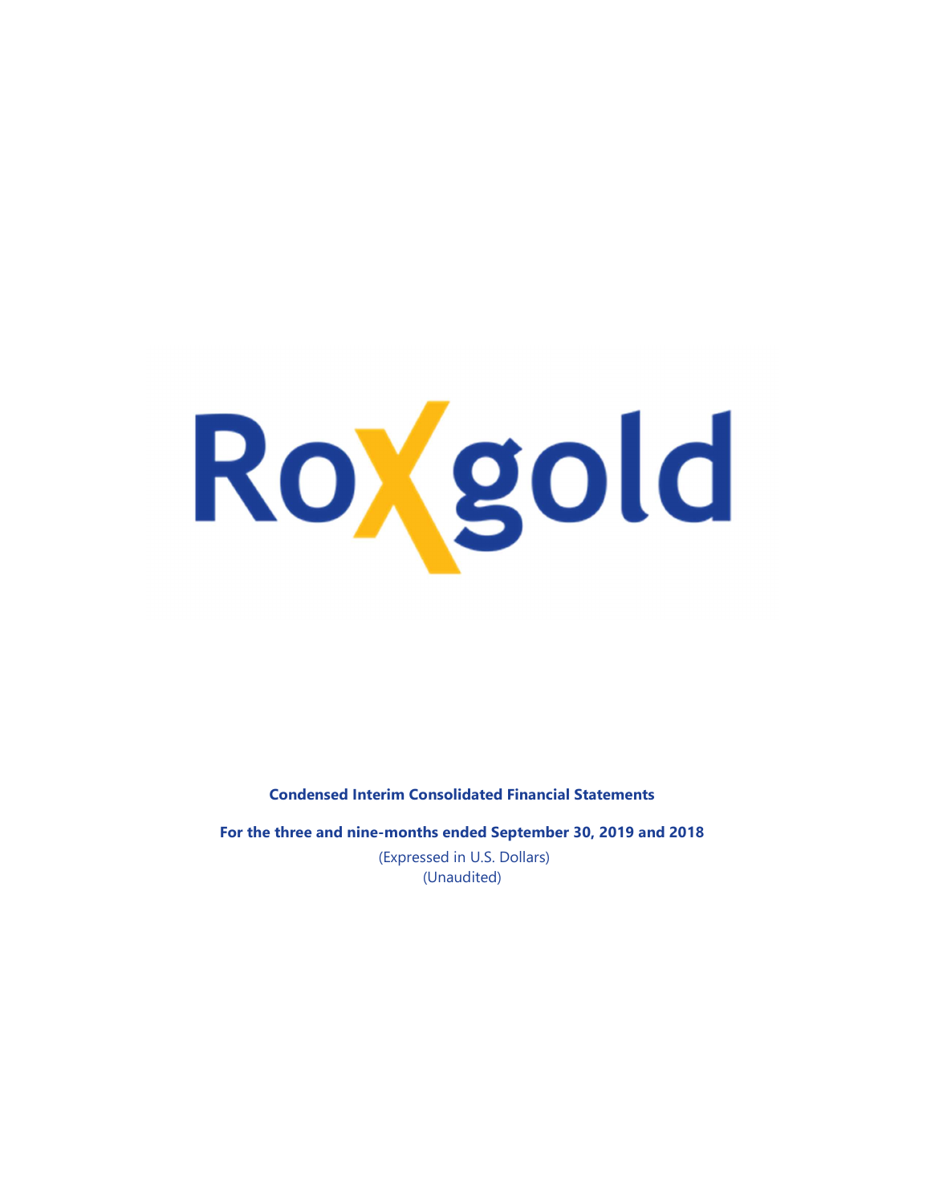Roxgold

**Condensed Interim Consolidated Financial Statements**

**For the three and nine-months ended September 30, 2019 and 2018**

(Expressed in U.S. Dollars)
(Unaudited)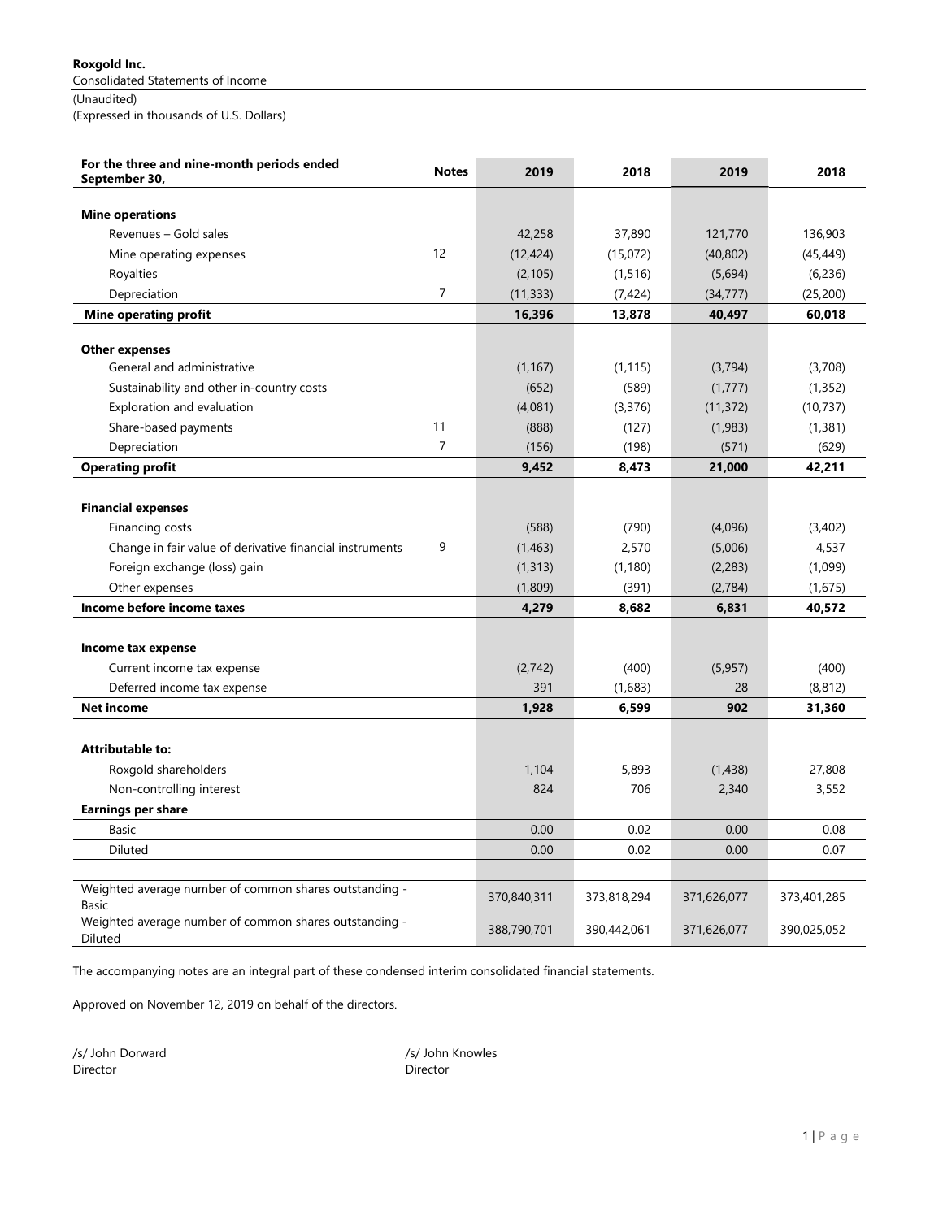**Roxgold Inc.**
Consolidated Statements of Income
(Unaudited)
(Expressed in thousands of U.S. Dollars)

| For the three and nine-month periods ended September 30, | Notes | 2019 | 2018 | 2019 | 2018 |
|---|---|---|---|---|---|
| **Mine operations** | | | | | |
| Revenues – Gold sales | | 42,258 | 37,890 | 121,770 | 136,903 |
| Mine operating expenses | 12 | (12,424) | (15,072) | (40,802) | (45,449) |
| Royalties | | (2,105) | (1,516) | (5,694) | (6,236) |
| Depreciation | 7 | (11,333) | (7,424) | (34,777) | (25,200) |
| **Mine operating profit** | | **16,396** | **13,878** | **40,497** | **60,018** |
| **Other expenses** | | | | | |
| General and administrative | | (1,167) | (1,115) | (3,794) | (3,708) |
| Sustainability and other in-country costs | | (652) | (589) | (1,777) | (1,352) |
| Exploration and evaluation | | (4,081) | (3,376) | (11,372) | (10,737) |
| Share-based payments | 11 | (888) | (127) | (1,983) | (1,381) |
| Depreciation | 7 | (156) | (198) | (571) | (629) |
| **Operating profit** | | **9,452** | **8,473** | **21,000** | **42,211** |
| **Financial expenses** | | | | | |
| Financing costs | | (588) | (790) | (4,096) | (3,402) |
| Change in fair value of derivative financial instruments | 9 | (1,463) | 2,570 | (5,006) | 4,537 |
| Foreign exchange (loss) gain | | (1,313) | (1,180) | (2,283) | (1,099) |
| Other expenses | | (1,809) | (391) | (2,784) | (1,675) |
| **Income before income taxes** | | **4,279** | **8,682** | **6,831** | **40,572** |
| **Income tax expense** | | | | | |
| Current income tax expense | | (2,742) | (400) | (5,957) | (400) |
| Deferred income tax expense | | 391 | (1,683) | 28 | (8,812) |
| **Net income** | | **1,928** | **6,599** | **902** | **31,360** |
| **Attributable to:** | | | | | |
| Roxgold shareholders | | 1,104 | 5,893 | (1,438) | 27,808 |
| Non-controlling interest | | 824 | 706 | 2,340 | 3,552 |
| **Earnings per share** | | | | | |
| Basic | | 0.00 | 0.02 | 0.00 | 0.08 |
| Diluted | | 0.00 | 0.02 | 0.00 | 0.07 |
| Weighted average number of common shares outstanding - Basic | | 370,840,311 | 373,818,294 | 371,626,077 | 373,401,285 |
| Weighted average number of common shares outstanding - Diluted | | 388,790,701 | 390,442,061 | 371,626,077 | 390,025,052 |

The accompanying notes are an integral part of these condensed interim consolidated financial statements.

Approved on November 12, 2019 on behalf of the directors.

/s/ John Dorward
Director

/s/ John Knowles
Director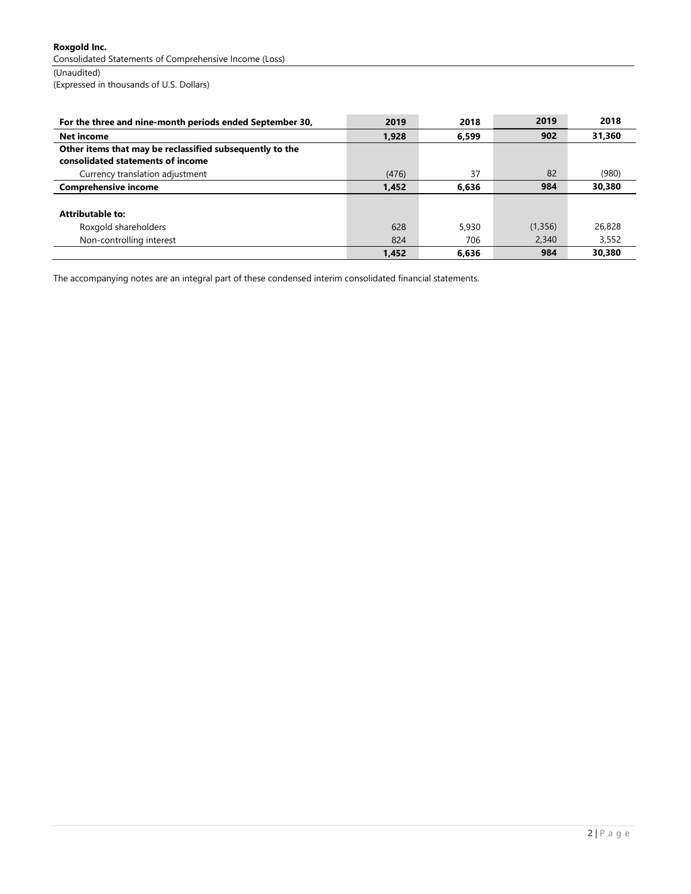**Roxgold Inc.**

Consolidated Statements of Comprehensive Income (Loss)

(Unaudited)

(Expressed in thousands of U.S. Dollars)

| For the three and nine-month periods ended September 30, | 2019 | 2018 | 2019 | 2018 |
|---|---|---|---|---|
| **Net income** | **1,928** | **6,599** | **902** | **31,360** |
| **Other items that may be reclassified subsequently to the consolidated statements of income** | | | | |
| Currency translation adjustment | (476) | 37 | 82 | (980) |
| **Comprehensive income** | **1,452** | **6,636** | **984** | **30,380** |
| | | | | |
| **Attributable to:** | | | | |
| Roxgold shareholders | 628 | 5,930 | (1,356) | 26,828 |
| Non-controlling interest | 824 | 706 | 2,340 | 3,552 |
| | **1,452** | **6,636** | **984** | **30,380** |

The accompanying notes are an integral part of these condensed interim consolidated financial statements.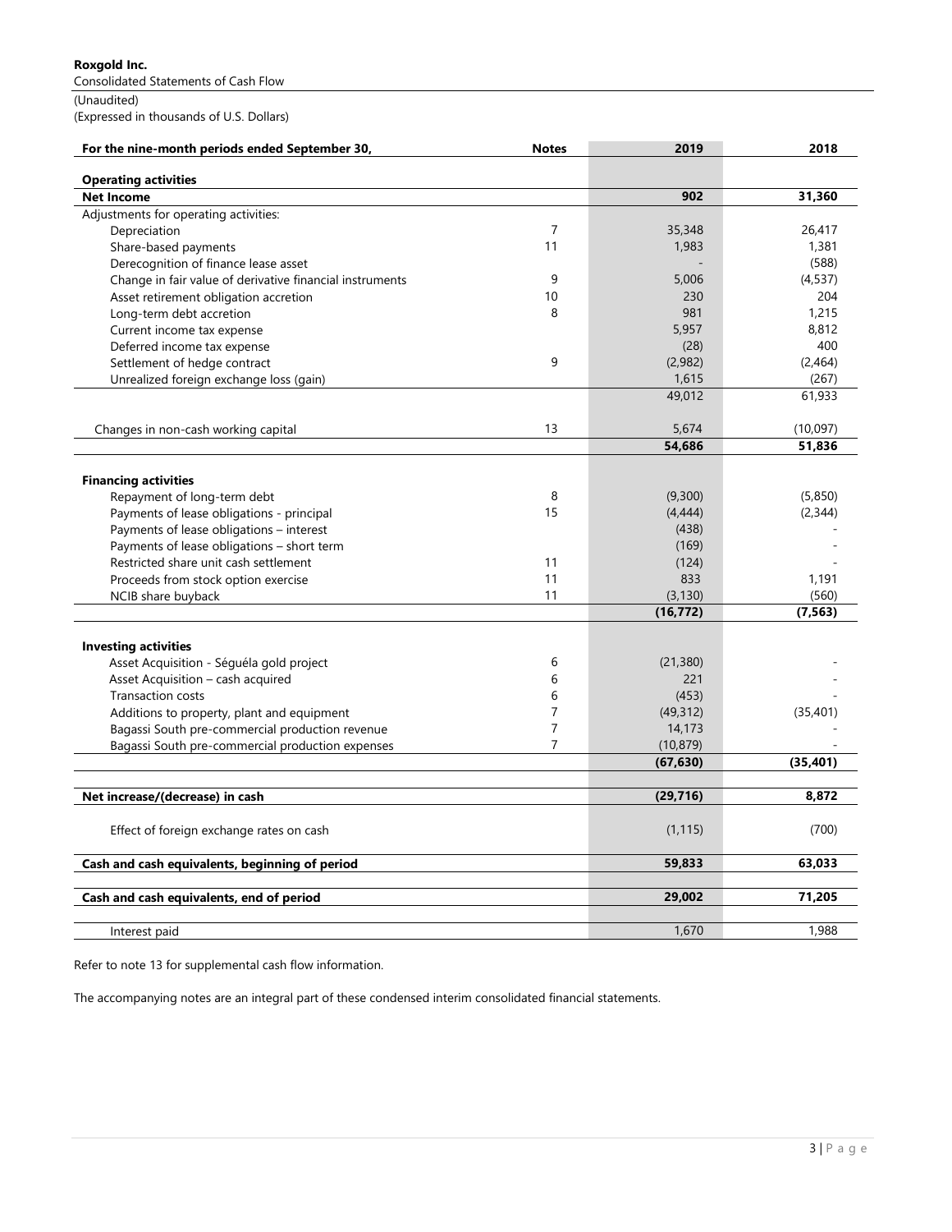**Roxgold Inc.**

Consolidated Statements of Cash Flow

(Unaudited)

(Expressed in thousands of U.S. Dollars)

| For the nine-month periods ended September 30, | Notes | 2019 | 2018 |
|---|---|---|---|
| **Operating activities** | | | |
| **Net Income** | | **902** | **31,360** |
| Adjustments for operating activities: | | | |
| Depreciation | 7 | 35,348 | 26,417 |
| Share-based payments | 11 | 1,983 | 1,381 |
| Derecognition of finance lease asset | | - | (588) |
| Change in fair value of derivative financial instruments | 9 | 5,006 | (4,537) |
| Asset retirement obligation accretion | 10 | 230 | 204 |
| Long-term debt accretion | 8 | 981 | 1,215 |
| Current income tax expense | | 5,957 | 8,812 |
| Deferred income tax expense | | (28) | 400 |
| Settlement of hedge contract | 9 | (2,982) | (2,464) |
| Unrealized foreign exchange loss (gain) | | 1,615 | (267) |
| | | 49,012 | 61,933 |
| Changes in non-cash working capital | 13 | 5,674 | (10,097) |
| | | **54,686** | **51,836** |
| **Financing activities** | | | |
| Repayment of long-term debt | 8 | (9,300) | (5,850) |
| Payments of lease obligations - principal | 15 | (4,444) | (2,344) |
| Payments of lease obligations – interest | | (438) | - |
| Payments of lease obligations – short term | | (169) | - |
| Restricted share unit cash settlement | 11 | (124) | - |
| Proceeds from stock option exercise | 11 | 833 | 1,191 |
| NCIB share buyback | 11 | (3,130) | (560) |
| | | **(16,772)** | **(7,563)** |
| **Investing activities** | | | |
| Asset Acquisition - Séguéla gold project | 6 | (21,380) | - |
| Asset Acquisition – cash acquired | 6 | 221 | - |
| Transaction costs | 6 | (453) | - |
| Additions to property, plant and equipment | 7 | (49,312) | (35,401) |
| Bagassi South pre-commercial production revenue | 7 | 14,173 | - |
| Bagassi South pre-commercial production expenses | 7 | (10,879) | - |
| | | **(67,630)** | **(35,401)** |
| **Net increase/(decrease) in cash** | | **(29,716)** | **8,872** |
| Effect of foreign exchange rates on cash | | (1,115) | (700) |
| **Cash and cash equivalents, beginning of period** | | **59,833** | **63,033** |
| **Cash and cash equivalents, end of period** | | **29,002** | **71,205** |
| Interest paid | | 1,670 | 1,988 |

Refer to note 13 for supplemental cash flow information.

The accompanying notes are an integral part of these condensed interim consolidated financial statements.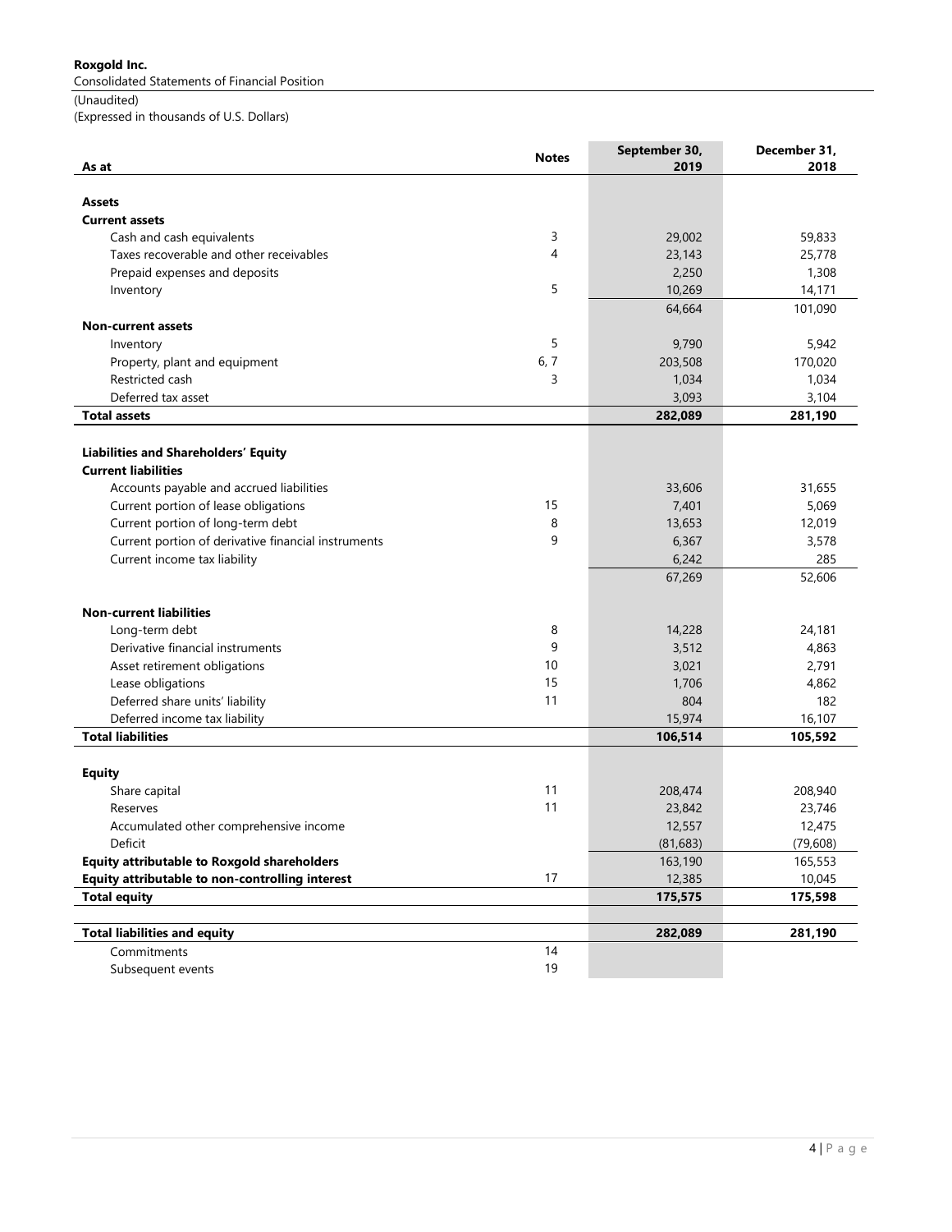**Roxgold Inc.**

Consolidated Statements of Financial Position

(Unaudited)

(Expressed in thousands of U.S. Dollars)

| As at | Notes | September 30, 2019 | December 31, 2018 |
|---|---|---|---|
| **Assets** | | | |
| **Current assets** | | | |
| Cash and cash equivalents | 3 | 29,002 | 59,833 |
| Taxes recoverable and other receivables | 4 | 23,143 | 25,778 |
| Prepaid expenses and deposits | | 2,250 | 1,308 |
| Inventory | 5 | 10,269 | 14,171 |
| | | 64,664 | 101,090 |
| **Non-current assets** | | | |
| Inventory | 5 | 9,790 | 5,942 |
| Property, plant and equipment | 6, 7 | 203,508 | 170,020 |
| Restricted cash | 3 | 1,034 | 1,034 |
| Deferred tax asset | | 3,093 | 3,104 |
| **Total assets** | | **282,089** | **281,190** |
| | | | |
| **Liabilities and Shareholders' Equity** | | | |
| **Current liabilities** | | | |
| Accounts payable and accrued liabilities | | 33,606 | 31,655 |
| Current portion of lease obligations | 15 | 7,401 | 5,069 |
| Current portion of long-term debt | 8 | 13,653 | 12,019 |
| Current portion of derivative financial instruments | 9 | 6,367 | 3,578 |
| Current income tax liability | | 6,242 | 285 |
| | | 67,269 | 52,606 |
| **Non-current liabilities** | | | |
| Long-term debt | 8 | 14,228 | 24,181 |
| Derivative financial instruments | 9 | 3,512 | 4,863 |
| Asset retirement obligations | 10 | 3,021 | 2,791 |
| Lease obligations | 15 | 1,706 | 4,862 |
| Deferred share units' liability | 11 | 804 | 182 |
| Deferred income tax liability | | 15,974 | 16,107 |
| **Total liabilities** | | **106,514** | **105,592** |
| | | | |
| **Equity** | | | |
| Share capital | 11 | 208,474 | 208,940 |
| Reserves | 11 | 23,842 | 23,746 |
| Accumulated other comprehensive income | | 12,557 | 12,475 |
| Deficit | | (81,683) | (79,608) |
| **Equity attributable to Roxgold shareholders** | | 163,190 | 165,553 |
| **Equity attributable to non-controlling interest** | 17 | 12,385 | 10,045 |
| **Total equity** | | **175,575** | **175,598** |
| | | | |
| **Total liabilities and equity** | | **282,089** | **281,190** |
| Commitments | 14 | | |
| Subsequent events | 19 | | |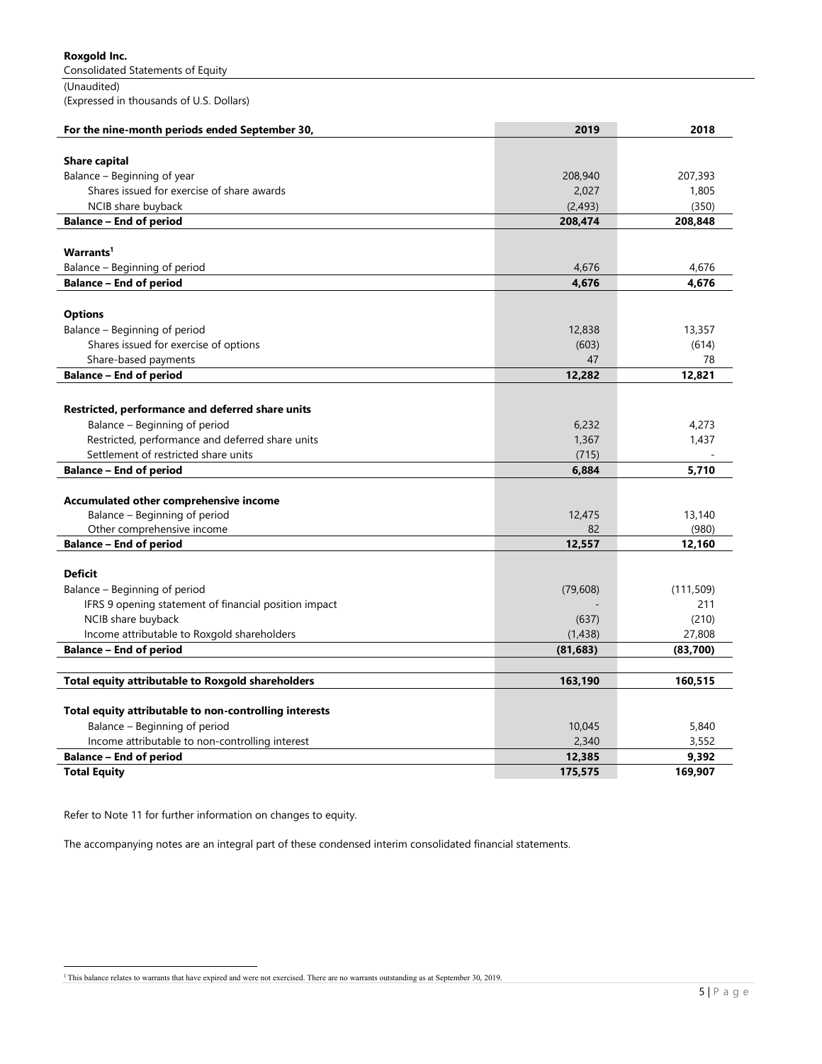**Roxgold Inc.**
Consolidated Statements of Equity
(Unaudited)
(Expressed in thousands of U.S. Dollars)

| For the nine-month periods ended September 30, | 2019 | 2018 |
|---|---|---|
| **Share capital** | | |
| Balance – Beginning of year | 208,940 | 207,393 |
| Shares issued for exercise of share awards | 2,027 | 1,805 |
| NCIB share buyback | (2,493) | (350) |
| **Balance – End of period** | **208,474** | **208,848** |
| **Warrants[1]** | | |
| Balance – Beginning of period | 4,676 | 4,676 |
| **Balance – End of period** | **4,676** | **4,676** |
| **Options** | | |
| Balance – Beginning of period | 12,838 | 13,357 |
| Shares issued for exercise of options | (603) | (614) |
| Share-based payments | 47 | 78 |
| **Balance – End of period** | **12,282** | **12,821** |
| **Restricted, performance and deferred share units** | | |
| Balance – Beginning of period | 6,232 | 4,273 |
| Restricted, performance and deferred share units | 1,367 | 1,437 |
| Settlement of restricted share units | (715) | - |
| **Balance – End of period** | **6,884** | **5,710** |
| **Accumulated other comprehensive income** | | |
| Balance – Beginning of period | 12,475 | 13,140 |
| Other comprehensive income | 82 | (980) |
| **Balance – End of period** | **12,557** | **12,160** |
| **Deficit** | | |
| Balance – Beginning of period | (79,608) | (111,509) |
| IFRS 9 opening statement of financial position impact | - | 211 |
| NCIB share buyback | (637) | (210) |
| Income attributable to Roxgold shareholders | (1,438) | 27,808 |
| **Balance – End of period** | **(81,683)** | **(83,700)** |
| **Total equity attributable to Roxgold shareholders** | **163,190** | **160,515** |
| **Total equity attributable to non-controlling interests** | | |
| Balance – Beginning of period | 10,045 | 5,840 |
| Income attributable to non-controlling interest | 2,340 | 3,552 |
| **Balance – End of period** | **12,385** | **9,392** |
| **Total Equity** | **175,575** | **169,907** |

Refer to Note 11 for further information on changes to equity.

The accompanying notes are an integral part of these condensed interim consolidated financial statements.

[1] This balance relates to warrants that have expired and were not exercised. There are no warrants outstanding as at September 30, 2019.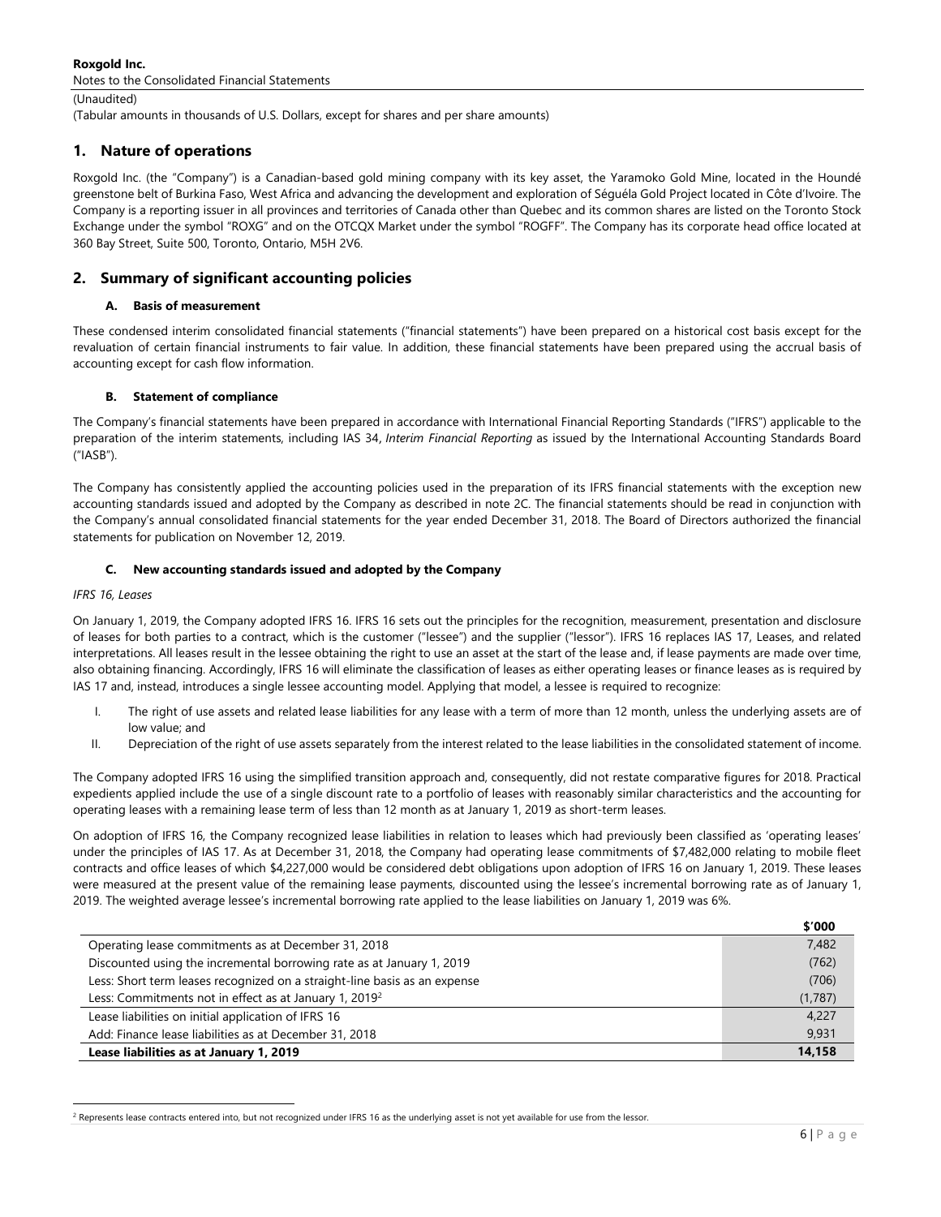## 1. Nature of operations

Roxgold Inc. (the "Company") is a Canadian-based gold mining company with its key asset, the Yaramoko Gold Mine, located in the Houndé greenstone belt of Burkina Faso, West Africa and advancing the development and exploration of Séguéla Gold Project located in Côte d'Ivoire. The Company is a reporting issuer in all provinces and territories of Canada other than Quebec and its common shares are listed on the Toronto Stock Exchange under the symbol "ROXG" and on the OTCQX Market under the symbol "ROGFF". The Company has its corporate head office located at 360 Bay Street, Suite 500, Toronto, Ontario, M5H 2V6.

## 2. Summary of significant accounting policies

### A. Basis of measurement

These condensed interim consolidated financial statements ("financial statements") have been prepared on a historical cost basis except for the revaluation of certain financial instruments to fair value. In addition, these financial statements have been prepared using the accrual basis of accounting except for cash flow information.

### B. Statement of compliance

The Company's financial statements have been prepared in accordance with International Financial Reporting Standards ("IFRS") applicable to the preparation of the interim statements, including IAS 34, *Interim Financial Reporting* as issued by the International Accounting Standards Board ("IASB").

The Company has consistently applied the accounting policies used in the preparation of its IFRS financial statements with the exception new accounting standards issued and adopted by the Company as described in note 2C. The financial statements should be read in conjunction with the Company's annual consolidated financial statements for the year ended December 31, 2018. The Board of Directors authorized the financial statements for publication on November 12, 2019.

### C. New accounting standards issued and adopted by the Company

*IFRS 16, Leases*

On January 1, 2019, the Company adopted IFRS 16. IFRS 16 sets out the principles for the recognition, measurement, presentation and disclosure of leases for both parties to a contract, which is the customer ("lessee") and the supplier ("lessor"). IFRS 16 replaces IAS 17, Leases, and related interpretations. All leases result in the lessee obtaining the right to use an asset at the start of the lease and, if lease payments are made over time, also obtaining financing. Accordingly, IFRS 16 will eliminate the classification of leases as either operating leases or finance leases as is required by IAS 17 and, instead, introduces a single lessee accounting model. Applying that model, a lessee is required to recognize:

I. The right of use assets and related lease liabilities for any lease with a term of more than 12 month, unless the underlying assets are of low value; and
II. Depreciation of the right of use assets separately from the interest related to the lease liabilities in the consolidated statement of income.

The Company adopted IFRS 16 using the simplified transition approach and, consequently, did not restate comparative figures for 2018. Practical expedients applied include the use of a single discount rate to a portfolio of leases with reasonably similar characteristics and the accounting for operating leases with a remaining lease term of less than 12 month as at January 1, 2019 as short-term leases.

On adoption of IFRS 16, the Company recognized lease liabilities in relation to leases which had previously been classified as 'operating leases' under the principles of IAS 17. As at December 31, 2018, the Company had operating lease commitments of $7,482,000 relating to mobile fleet contracts and office leases of which $4,227,000 would be considered debt obligations upon adoption of IFRS 16 on January 1, 2019. These leases were measured at the present value of the remaining lease payments, discounted using the lessee's incremental borrowing rate as of January 1, 2019. The weighted average lessee's incremental borrowing rate applied to the lease liabilities on January 1, 2019 was 6%.

| | $'000 |
|---|---|
| Operating lease commitments as at December 31, 2018 | 7,482 |
| Discounted using the incremental borrowing rate as at January 1, 2019 | (762) |
| Less: Short term leases recognized on a straight-line basis as an expense | (706) |
| Less: Commitments not in effect as at January 1, 2019[2] | (1,787) |
| Lease liabilities on initial application of IFRS 16 | 4,227 |
| Add: Finance lease liabilities as at December 31, 2018 | 9,931 |
| **Lease liabilities as at January 1, 2019** | **14,158** |

[2] Represents lease contracts entered into, but not recognized under IFRS 16 as the underlying asset is not yet available for use from the lessor.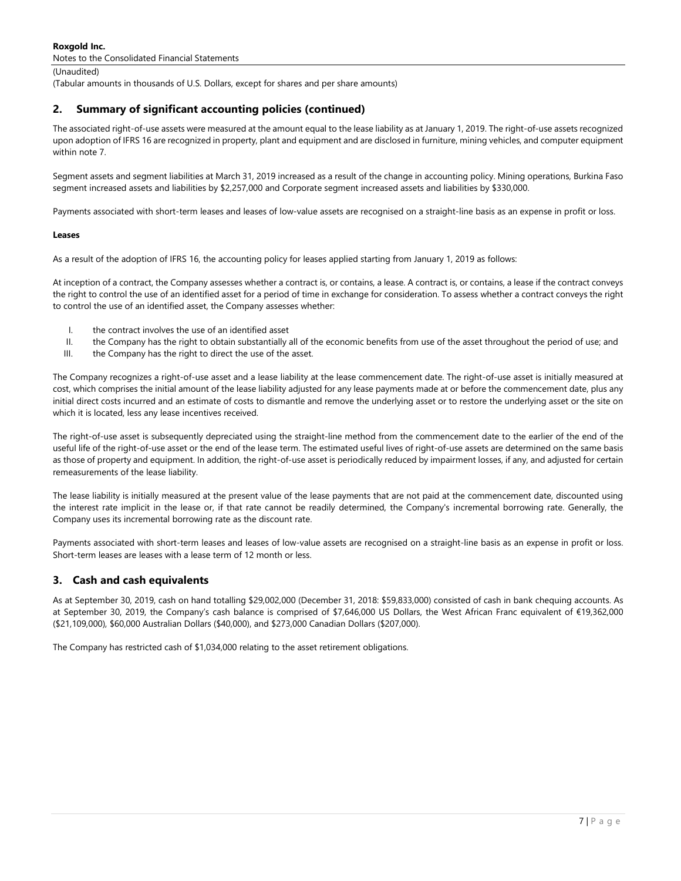## 2. Summary of significant accounting policies (continued)

The associated right-of-use assets were measured at the amount equal to the lease liability as at January 1, 2019. The right-of-use assets recognized upon adoption of IFRS 16 are recognized in property, plant and equipment and are disclosed in furniture, mining vehicles, and computer equipment within note 7.

Segment assets and segment liabilities at March 31, 2019 increased as a result of the change in accounting policy. Mining operations, Burkina Faso segment increased assets and liabilities by $2,257,000 and Corporate segment increased assets and liabilities by $330,000.

Payments associated with short-term leases and leases of low-value assets are recognised on a straight-line basis as an expense in profit or loss.

**Leases**

As a result of the adoption of IFRS 16, the accounting policy for leases applied starting from January 1, 2019 as follows:

At inception of a contract, the Company assesses whether a contract is, or contains, a lease. A contract is, or contains, a lease if the contract conveys the right to control the use of an identified asset for a period of time in exchange for consideration. To assess whether a contract conveys the right to control the use of an identified asset, the Company assesses whether:

I. the contract involves the use of an identified asset
II. the Company has the right to obtain substantially all of the economic benefits from use of the asset throughout the period of use; and
III. the Company has the right to direct the use of the asset.

The Company recognizes a right-of-use asset and a lease liability at the lease commencement date. The right-of-use asset is initially measured at cost, which comprises the initial amount of the lease liability adjusted for any lease payments made at or before the commencement date, plus any initial direct costs incurred and an estimate of costs to dismantle and remove the underlying asset or to restore the underlying asset or the site on which it is located, less any lease incentives received.

The right-of-use asset is subsequently depreciated using the straight-line method from the commencement date to the earlier of the end of the useful life of the right-of-use asset or the end of the lease term. The estimated useful lives of right-of-use assets are determined on the same basis as those of property and equipment. In addition, the right-of-use asset is periodically reduced by impairment losses, if any, and adjusted for certain remeasurements of the lease liability.

The lease liability is initially measured at the present value of the lease payments that are not paid at the commencement date, discounted using the interest rate implicit in the lease or, if that rate cannot be readily determined, the Company's incremental borrowing rate. Generally, the Company uses its incremental borrowing rate as the discount rate.

Payments associated with short-term leases and leases of low-value assets are recognised on a straight-line basis as an expense in profit or loss. Short-term leases are leases with a lease term of 12 month or less.

## 3. Cash and cash equivalents

As at September 30, 2019, cash on hand totalling $29,002,000 (December 31, 2018: $59,833,000) consisted of cash in bank chequing accounts. As at September 30, 2019, the Company's cash balance is comprised of $7,646,000 US Dollars, the West African Franc equivalent of €19,362,000 ($21,109,000), $60,000 Australian Dollars ($40,000), and $273,000 Canadian Dollars ($207,000).

The Company has restricted cash of $1,034,000 relating to the asset retirement obligations.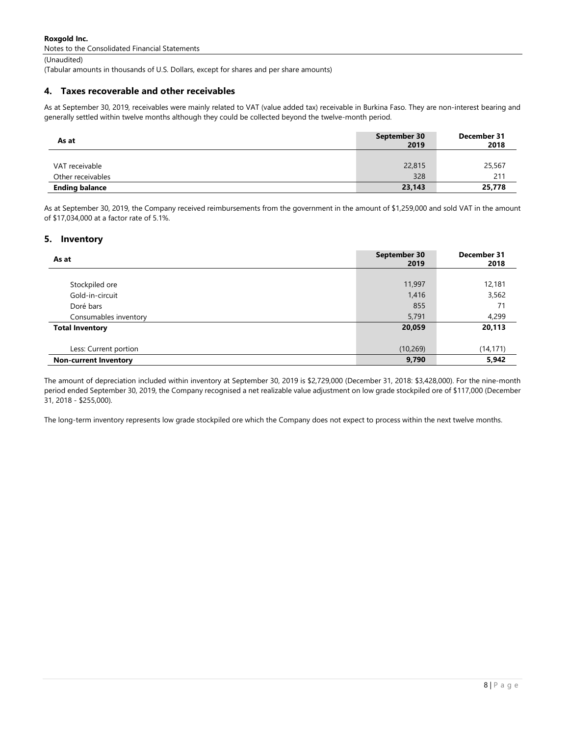## 4. Taxes recoverable and other receivables

As at September 30, 2019, receivables were mainly related to VAT (value added tax) receivable in Burkina Faso. They are non-interest bearing and generally settled within twelve months although they could be collected beyond the twelve-month period.

| As at | September 30 2019 | December 31 2018 |
|---|---|---|
| VAT receivable | 22,815 | 25,567 |
| Other receivables | 328 | 211 |
| **Ending balance** | **23,143** | **25,778** |

As at September 30, 2019, the Company received reimbursements from the government in the amount of $1,259,000 and sold VAT in the amount of $17,034,000 at a factor rate of 5.1%.

## 5. Inventory

| As at | September 30 2019 | December 31 2018 |
|---|---|---|
| Stockpiled ore | 11,997 | 12,181 |
| Gold-in-circuit | 1,416 | 3,562 |
| Doré bars | 855 | 71 |
| Consumables inventory | 5,791 | 4,299 |
| **Total Inventory** | **20,059** | **20,113** |
| Less: Current portion | (10,269) | (14,171) |
| **Non-current Inventory** | **9,790** | **5,942** |

The amount of depreciation included within inventory at September 30, 2019 is $2,729,000 (December 31, 2018: $3,428,000). For the nine-month period ended September 30, 2019, the Company recognised a net realizable value adjustment on low grade stockpiled ore of $117,000 (December 31, 2018 - $255,000).

The long-term inventory represents low grade stockpiled ore which the Company does not expect to process within the next twelve months.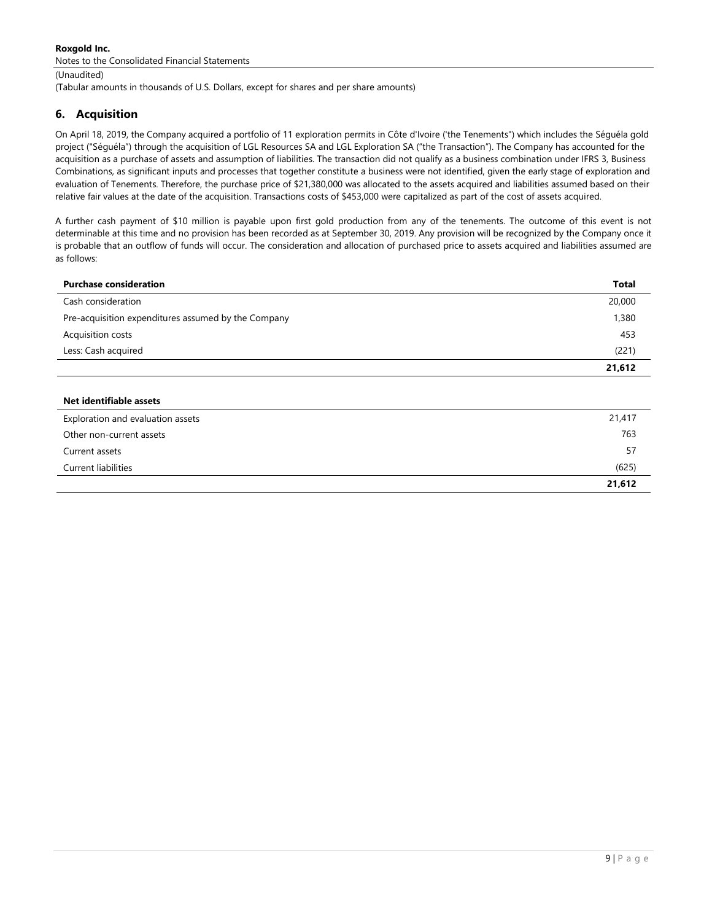## 6. Acquisition

On April 18, 2019, the Company acquired a portfolio of 11 exploration permits in Côte d'Ivoire ('the Tenements") which includes the Séguéla gold project ("Séguéla") through the acquisition of LGL Resources SA and LGL Exploration SA ("the Transaction"). The Company has accounted for the acquisition as a purchase of assets and assumption of liabilities. The transaction did not qualify as a business combination under IFRS 3, Business Combinations, as significant inputs and processes that together constitute a business were not identified, given the early stage of exploration and evaluation of Tenements. Therefore, the purchase price of $21,380,000 was allocated to the assets acquired and liabilities assumed based on their relative fair values at the date of the acquisition. Transactions costs of $453,000 were capitalized as part of the cost of assets acquired.

A further cash payment of $10 million is payable upon first gold production from any of the tenements. The outcome of this event is not determinable at this time and no provision has been recorded as at September 30, 2019. Any provision will be recognized by the Company once it is probable that an outflow of funds will occur. The consideration and allocation of purchased price to assets acquired and liabilities assumed are as follows:

| **Purchase consideration** | **Total** |
|---|---|
| Cash consideration | 20,000 |
| Pre-acquisition expenditures assumed by the Company | 1,380 |
| Acquisition costs | 453 |
| Less: Cash acquired | (221) |
| | **21,612** |

| **Net identifiable assets** | |
|---|---|
| Exploration and evaluation assets | 21,417 |
| Other non-current assets | 763 |
| Current assets | 57 |
| Current liabilities | (625) |
| | **21,612** |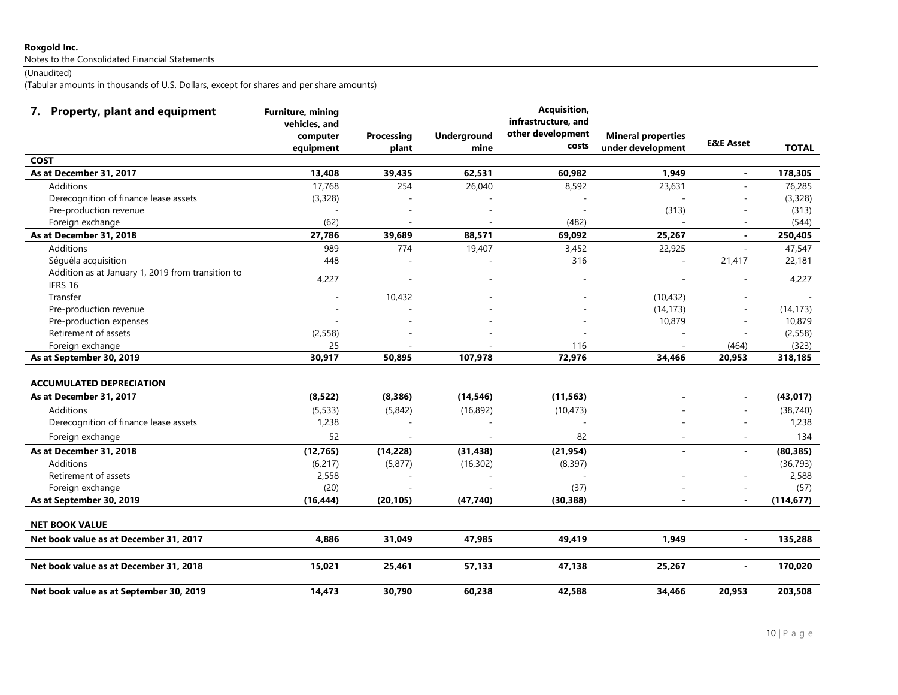**Roxgold Inc.**
Notes to the Consolidated Financial Statements
(Unaudited)
(Tabular amounts in thousands of U.S. Dollars, except for shares and per share amounts)

## 7. Property, plant and equipment

| | Furniture, mining vehicles, and computer equipment | Processing plant | Underground mine | Acquisition, infrastructure, and other development costs | Mineral properties under development | E&E Asset | TOTAL |
|---|---|---|---|---|---|---|---|
| **COST** | | | | | | | |
| **As at December 31, 2017** | **13,408** | **39,435** | **62,531** | **60,982** | **1,949** | **-** | **178,305** |
| Additions | 17,768 | 254 | 26,040 | 8,592 | 23,631 | - | 76,285 |
| Derecognition of finance lease assets | (3,328) | - | - | - | - | - | (3,328) |
| Pre-production revenue | - | - | - | - | (313) | - | (313) |
| Foreign exchange | (62) | - | - | (482) | - | - | (544) |
| **As at December 31, 2018** | **27,786** | **39,689** | **88,571** | **69,092** | **25,267** | **-** | **250,405** |
| Additions | 989 | 774 | 19,407 | 3,452 | 22,925 | - | 47,547 |
| Séguéla acquisition | 448 | - | - | 316 | - | 21,417 | 22,181 |
| Addition as at January 1, 2019 from transition to IFRS 16 | 4,227 | - | - | - | - | - | 4,227 |
| Transfer | - | 10,432 | - | - | (10,432) | - | - |
| Pre-production revenue | - | - | - | - | (14,173) | - | (14,173) |
| Pre-production expenses | - | - | - | - | 10,879 | - | 10,879 |
| Retirement of assets | (2,558) | - | - | - | - | - | (2,558) |
| Foreign exchange | 25 | - | - | 116 | - | (464) | (323) |
| **As at September 30, 2019** | **30,917** | **50,895** | **107,978** | **72,976** | **34,466** | **20,953** | **318,185** |
| | | | | | | | |
| **ACCUMULATED DEPRECIATION** | | | | | | | |
| **As at December 31, 2017** | **(8,522)** | **(8,386)** | **(14,546)** | **(11,563)** | **-** | **-** | **(43,017)** |
| Additions | (5,533) | (5,842) | (16,892) | (10,473) | - | - | (38,740) |
| Derecognition of finance lease assets | 1,238 | - | - | - | - | - | 1,238 |
| Foreign exchange | 52 | - | - | 82 | - | - | 134 |
| **As at December 31, 2018** | **(12,765)** | **(14,228)** | **(31,438)** | **(21,954)** | **-** | **-** | **(80,385)** |
| Additions | (6,217) | (5,877) | (16,302) | (8,397) | | | (36,793) |
| Retirement of assets | 2,558 | - | - | - | - | - | 2,588 |
| Foreign exchange | (20) | - | - | (37) | - | - | (57) |
| **As at September 30, 2019** | **(16,444)** | **(20,105)** | **(47,740)** | **(30,388)** | **-** | **-** | **(114,677)** |
| | | | | | | | |
| **NET BOOK VALUE** | | | | | | | |
| **Net book value as at December 31, 2017** | **4,886** | **31,049** | **47,985** | **49,419** | **1,949** | **-** | **135,288** |
| **Net book value as at December 31, 2018** | **15,021** | **25,461** | **57,133** | **47,138** | **25,267** | **-** | **170,020** |
| **Net book value as at September 30, 2019** | **14,473** | **30,790** | **60,238** | **42,588** | **34,466** | **20,953** | **203,508** |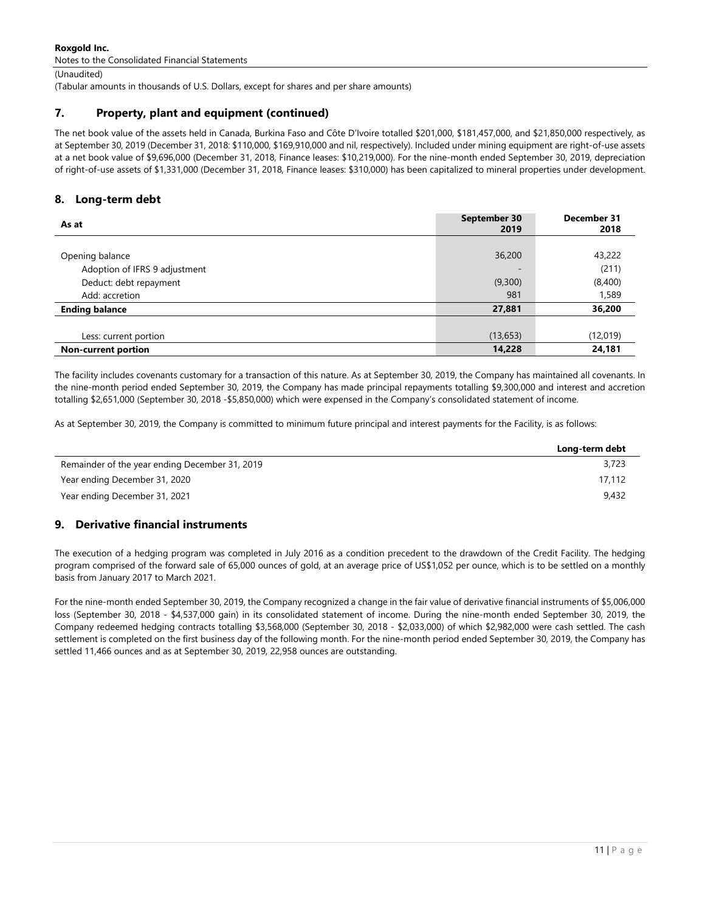Roxgold Inc.
Notes to the Consolidated Financial Statements
(Unaudited)
(Tabular amounts in thousands of U.S. Dollars, except for shares and per share amounts)

## 7. Property, plant and equipment (continued)

The net book value of the assets held in Canada, Burkina Faso and Côte D'Ivoire totalled $201,000, $181,457,000, and $21,850,000 respectively, as at September 30, 2019 (December 31, 2018: $110,000, $169,910,000 and nil, respectively). Included under mining equipment are right-of-use assets at a net book value of $9,696,000 (December 31, 2018, Finance leases: $10,219,000). For the nine-month ended September 30, 2019, depreciation of right-of-use assets of $1,331,000 (December 31, 2018, Finance leases: $310,000) has been capitalized to mineral properties under development.

## 8. Long-term debt

| As at | September 30 2019 | December 31 2018 |
|---|---|---|
| Opening balance | 36,200 | 43,222 |
| Adoption of IFRS 9 adjustment | - | (211) |
| Deduct: debt repayment | (9,300) | (8,400) |
| Add: accretion | 981 | 1,589 |
| **Ending balance** | **27,881** | **36,200** |
| Less: current portion | (13,653) | (12,019) |
| **Non-current portion** | **14,228** | **24,181** |

The facility includes covenants customary for a transaction of this nature. As at September 30, 2019, the Company has maintained all covenants. In the nine-month period ended September 30, 2019, the Company has made principal repayments totalling $9,300,000 and interest and accretion totalling $2,651,000 (September 30, 2018 -$5,850,000) which were expensed in the Company's consolidated statement of income.

As at September 30, 2019, the Company is committed to minimum future principal and interest payments for the Facility, is as follows:

| | Long-term debt |
|---|---|
| Remainder of the year ending December 31, 2019 | 3,723 |
| Year ending December 31, 2020 | 17,112 |
| Year ending December 31, 2021 | 9,432 |

## 9. Derivative financial instruments

The execution of a hedging program was completed in July 2016 as a condition precedent to the drawdown of the Credit Facility. The hedging program comprised of the forward sale of 65,000 ounces of gold, at an average price of US$1,052 per ounce, which is to be settled on a monthly basis from January 2017 to March 2021.

For the nine-month ended September 30, 2019, the Company recognized a change in the fair value of derivative financial instruments of $5,006,000 loss (September 30, 2018 - $4,537,000 gain) in its consolidated statement of income. During the nine-month ended September 30, 2019, the Company redeemed hedging contracts totalling $3,568,000 (September 30, 2018 - $2,033,000) of which $2,982,000 were cash settled. The cash settlement is completed on the first business day of the following month. For the nine-month period ended September 30, 2019, the Company has settled 11,466 ounces and as at September 30, 2019, 22,958 ounces are outstanding.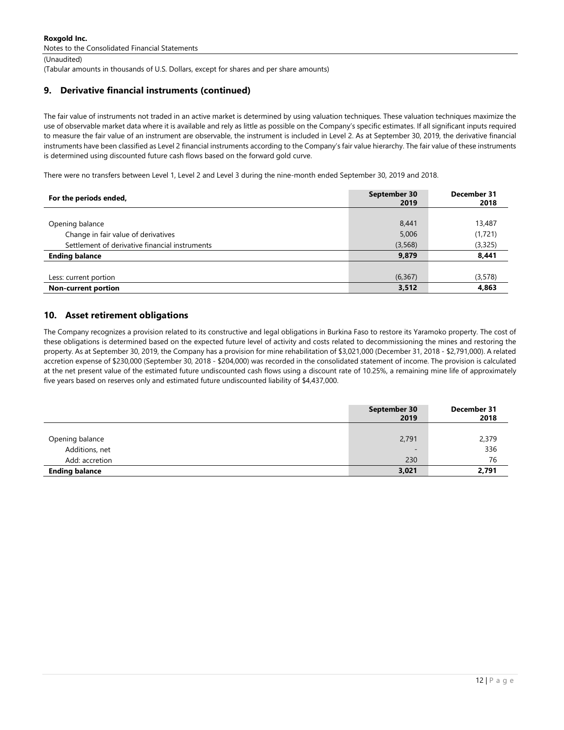## 9. Derivative financial instruments (continued)

The fair value of instruments not traded in an active market is determined by using valuation techniques. These valuation techniques maximize the use of observable market data where it is available and rely as little as possible on the Company's specific estimates. If all significant inputs required to measure the fair value of an instrument are observable, the instrument is included in Level 2. As at September 30, 2019, the derivative financial instruments have been classified as Level 2 financial instruments according to the Company's fair value hierarchy. The fair value of these instruments is determined using discounted future cash flows based on the forward gold curve.

There were no transfers between Level 1, Level 2 and Level 3 during the nine-month ended September 30, 2019 and 2018.

| For the periods ended, | September 30 2019 | December 31 2018 |
|---|---|---|
| Opening balance | 8,441 | 13,487 |
| Change in fair value of derivatives | 5,006 | (1,721) |
| Settlement of derivative financial instruments | (3,568) | (3,325) |
| **Ending balance** | **9,879** | **8,441** |
| Less: current portion | (6,367) | (3,578) |
| **Non-current portion** | **3,512** | **4,863** |

## 10. Asset retirement obligations

The Company recognizes a provision related to its constructive and legal obligations in Burkina Faso to restore its Yaramoko property. The cost of these obligations is determined based on the expected future level of activity and costs related to decommissioning the mines and restoring the property. As at September 30, 2019, the Company has a provision for mine rehabilitation of $3,021,000 (December 31, 2018 - $2,791,000). A related accretion expense of $230,000 (September 30, 2018 - $204,000) was recorded in the consolidated statement of income. The provision is calculated at the net present value of the estimated future undiscounted cash flows using a discount rate of 10.25%, a remaining mine life of approximately five years based on reserves only and estimated future undiscounted liability of $4,437,000.

| | September 30 2019 | December 31 2018 |
|---|---|---|
| Opening balance | 2,791 | 2,379 |
| Additions, net | - | 336 |
| Add: accretion | 230 | 76 |
| **Ending balance** | **3,021** | **2,791** |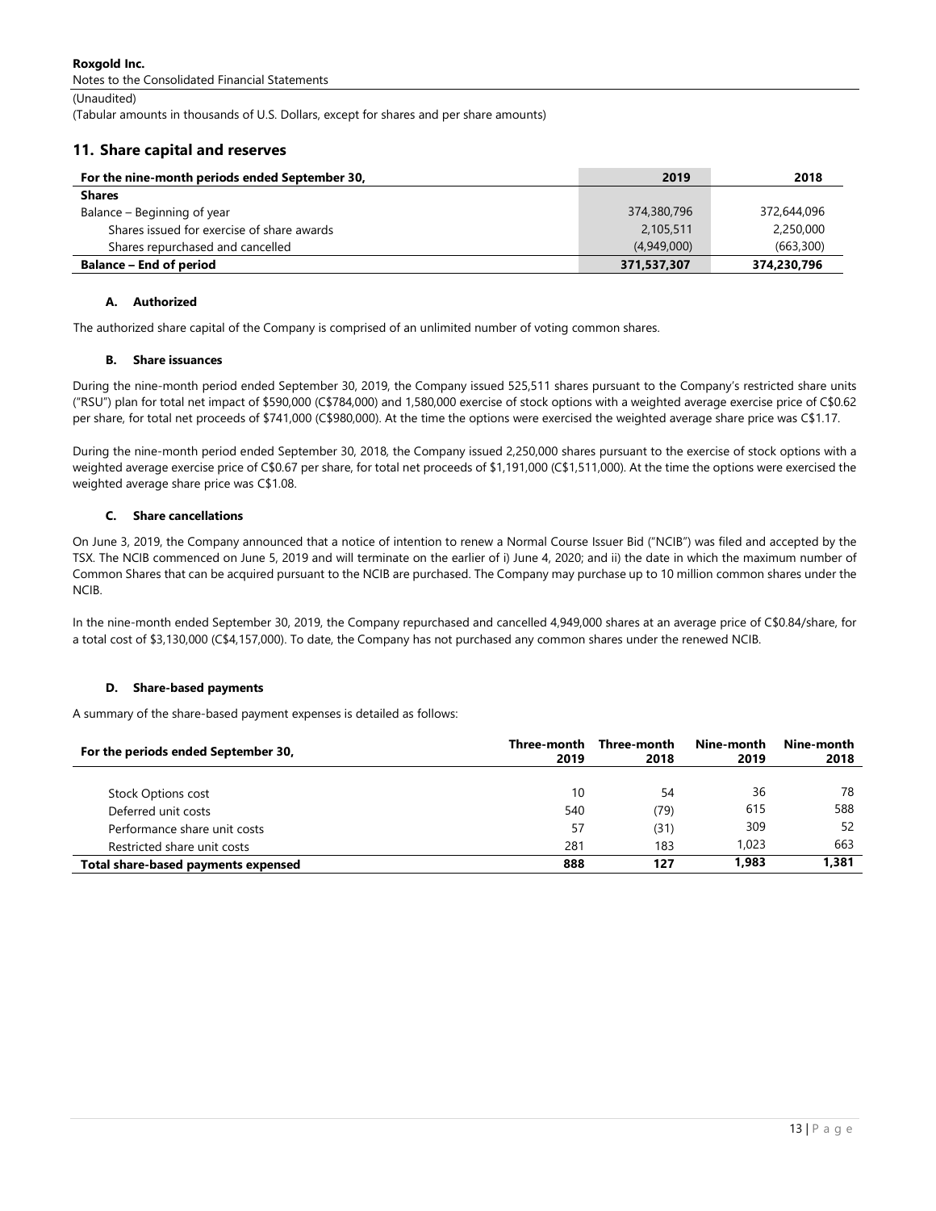## 11. Share capital and reserves

| For the nine-month periods ended September 30, | 2019 | 2018 |
|---|---|---|
| **Shares** | | |
| Balance – Beginning of year | 374,380,796 | 372,644,096 |
| Shares issued for exercise of share awards | 2,105,511 | 2,250,000 |
| Shares repurchased and cancelled | (4,949,000) | (663,300) |
| **Balance – End of period** | **371,537,307** | **374,230,796** |

### A. Authorized

The authorized share capital of the Company is comprised of an unlimited number of voting common shares.

### B. Share issuances

During the nine-month period ended September 30, 2019, the Company issued 525,511 shares pursuant to the Company's restricted share units ("RSU") plan for total net impact of $590,000 (C$784,000) and 1,580,000 exercise of stock options with a weighted average exercise price of C$0.62 per share, for total net proceeds of $741,000 (C$980,000). At the time the options were exercised the weighted average share price was C$1.17.

During the nine-month period ended September 30, 2018, the Company issued 2,250,000 shares pursuant to the exercise of stock options with a weighted average exercise price of C$0.67 per share, for total net proceeds of $1,191,000 (C$1,511,000). At the time the options were exercised the weighted average share price was C$1.08.

### C. Share cancellations

On June 3, 2019, the Company announced that a notice of intention to renew a Normal Course Issuer Bid ("NCIB") was filed and accepted by the TSX. The NCIB commenced on June 5, 2019 and will terminate on the earlier of i) June 4, 2020; and ii) the date in which the maximum number of Common Shares that can be acquired pursuant to the NCIB are purchased. The Company may purchase up to 10 million common shares under the NCIB.

In the nine-month ended September 30, 2019, the Company repurchased and cancelled 4,949,000 shares at an average price of C$0.84/share, for a total cost of $3,130,000 (C$4,157,000). To date, the Company has not purchased any common shares under the renewed NCIB.

### D. Share-based payments

A summary of the share-based payment expenses is detailed as follows:

| For the periods ended September 30, | Three-month 2019 | Three-month 2018 | Nine-month 2019 | Nine-month 2018 |
|---|---|---|---|---|
| Stock Options cost | 10 | 54 | 36 | 78 |
| Deferred unit costs | 540 | (79) | 615 | 588 |
| Performance share unit costs | 57 | (31) | 309 | 52 |
| Restricted share unit costs | 281 | 183 | 1,023 | 663 |
| **Total share-based payments expensed** | **888** | **127** | **1,983** | **1,381** |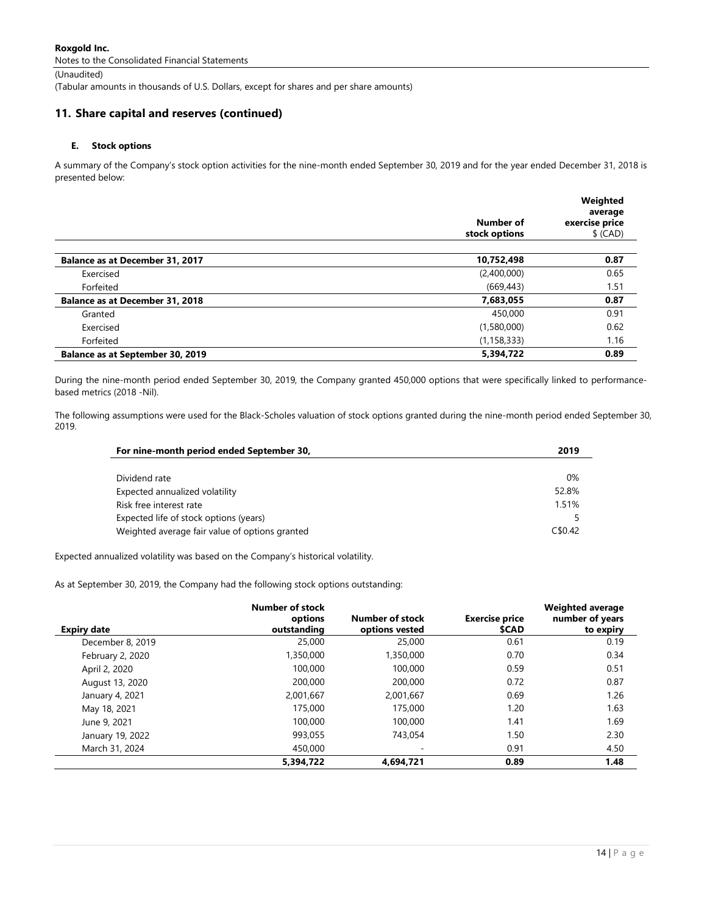Roxgold Inc.
Notes to the Consolidated Financial Statements
(Unaudited)
(Tabular amounts in thousands of U.S. Dollars, except for shares and per share amounts)

## 11. Share capital and reserves (continued)

### E. Stock options

A summary of the Company's stock option activities for the nine-month ended September 30, 2019 and for the year ended December 31, 2018 is presented below:

| | Number of stock options | Weighted average exercise price $ (CAD) |
|---|---|---|
| **Balance as at December 31, 2017** | **10,752,498** | **0.87** |
| Exercised | (2,400,000) | 0.65 |
| Forfeited | (669,443) | 1.51 |
| **Balance as at December 31, 2018** | **7,683,055** | **0.87** |
| Granted | 450,000 | 0.91 |
| Exercised | (1,580,000) | 0.62 |
| Forfeited | (1,158,333) | 1.16 |
| **Balance as at September 30, 2019** | **5,394,722** | **0.89** |

During the nine-month period ended September 30, 2019, the Company granted 450,000 options that were specifically linked to performance-based metrics (2018 -Nil).

The following assumptions were used for the Black-Scholes valuation of stock options granted during the nine-month period ended September 30, 2019.

| For nine-month period ended September 30, | 2019 |
|---|---|
| Dividend rate | 0% |
| Expected annualized volatility | 52.8% |
| Risk free interest rate | 1.51% |
| Expected life of stock options (years) | 5 |
| Weighted average fair value of options granted | C$0.42 |

Expected annualized volatility was based on the Company's historical volatility.

As at September 30, 2019, the Company had the following stock options outstanding:

| Expiry date | Number of stock options outstanding | Number of stock options vested | Exercise price $CAD | Weighted average number of years to expiry |
|---|---|---|---|---|
| December 8, 2019 | 25,000 | 25,000 | 0.61 | 0.19 |
| February 2, 2020 | 1,350,000 | 1,350,000 | 0.70 | 0.34 |
| April 2, 2020 | 100,000 | 100,000 | 0.59 | 0.51 |
| August 13, 2020 | 200,000 | 200,000 | 0.72 | 0.87 |
| January 4, 2021 | 2,001,667 | 2,001,667 | 0.69 | 1.26 |
| May 18, 2021 | 175,000 | 175,000 | 1.20 | 1.63 |
| June 9, 2021 | 100,000 | 100,000 | 1.41 | 1.69 |
| January 19, 2022 | 993,055 | 743,054 | 1.50 | 2.30 |
| March 31, 2024 | 450,000 | - | 0.91 | 4.50 |
| | **5,394,722** | **4,694,721** | **0.89** | **1.48** |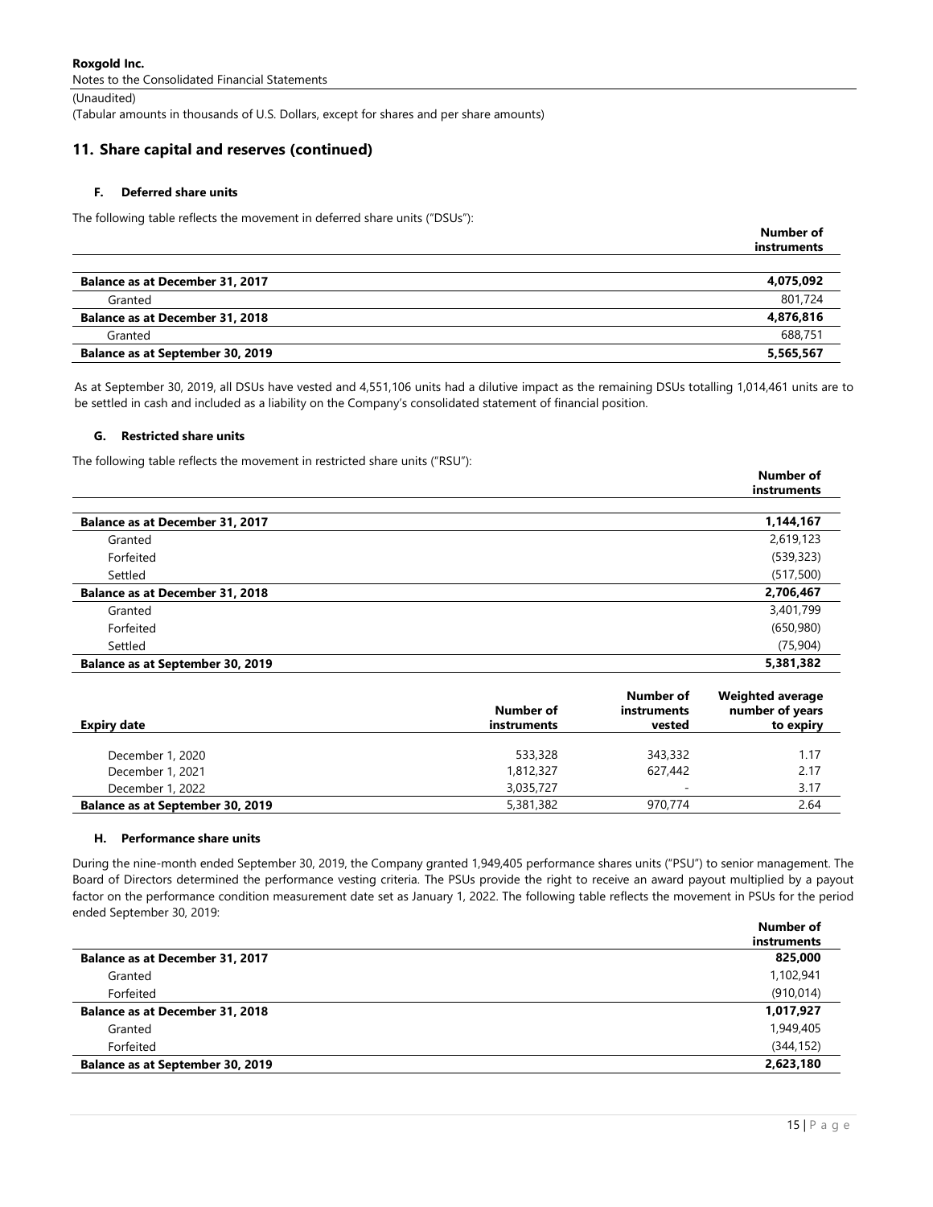## 11. Share capital and reserves (continued)

### F. Deferred share units

The following table reflects the movement in deferred share units ("DSUs"):

| | Number of instruments |
|---|---|
| **Balance as at December 31, 2017** | **4,075,092** |
| Granted | 801,724 |
| **Balance as at December 31, 2018** | **4,876,816** |
| Granted | 688,751 |
| **Balance as at September 30, 2019** | **5,565,567** |

As at September 30, 2019, all DSUs have vested and 4,551,106 units had a dilutive impact as the remaining DSUs totalling 1,014,461 units are to be settled in cash and included as a liability on the Company's consolidated statement of financial position.

### G. Restricted share units

The following table reflects the movement in restricted share units ("RSU"):

| | Number of instruments |
|---|---|
| **Balance as at December 31, 2017** | **1,144,167** |
| Granted | 2,619,123 |
| Forfeited | (539,323) |
| Settled | (517,500) |
| **Balance as at December 31, 2018** | **2,706,467** |
| Granted | 3,401,799 |
| Forfeited | (650,980) |
| Settled | (75,904) |
| **Balance as at September 30, 2019** | **5,381,382** |

| Expiry date | Number of instruments | Number of instruments vested | Weighted average number of years to expiry |
|---|---|---|---|
| December 1, 2020 | 533,328 | 343,332 | 1.17 |
| December 1, 2021 | 1,812,327 | 627,442 | 2.17 |
| December 1, 2022 | 3,035,727 | - | 3.17 |
| **Balance as at September 30, 2019** | 5,381,382 | 970,774 | 2.64 |

### H. Performance share units

During the nine-month ended September 30, 2019, the Company granted 1,949,405 performance shares units ("PSU") to senior management. The Board of Directors determined the performance vesting criteria. The PSUs provide the right to receive an award payout multiplied by a payout factor on the performance condition measurement date set as January 1, 2022. The following table reflects the movement in PSUs for the period ended September 30, 2019:

| | Number of instruments |
|---|---|
| **Balance as at December 31, 2017** | **825,000** |
| Granted | 1,102,941 |
| Forfeited | (910,014) |
| **Balance as at December 31, 2018** | **1,017,927** |
| Granted | 1,949,405 |
| Forfeited | (344,152) |
| **Balance as at September 30, 2019** | **2,623,180** |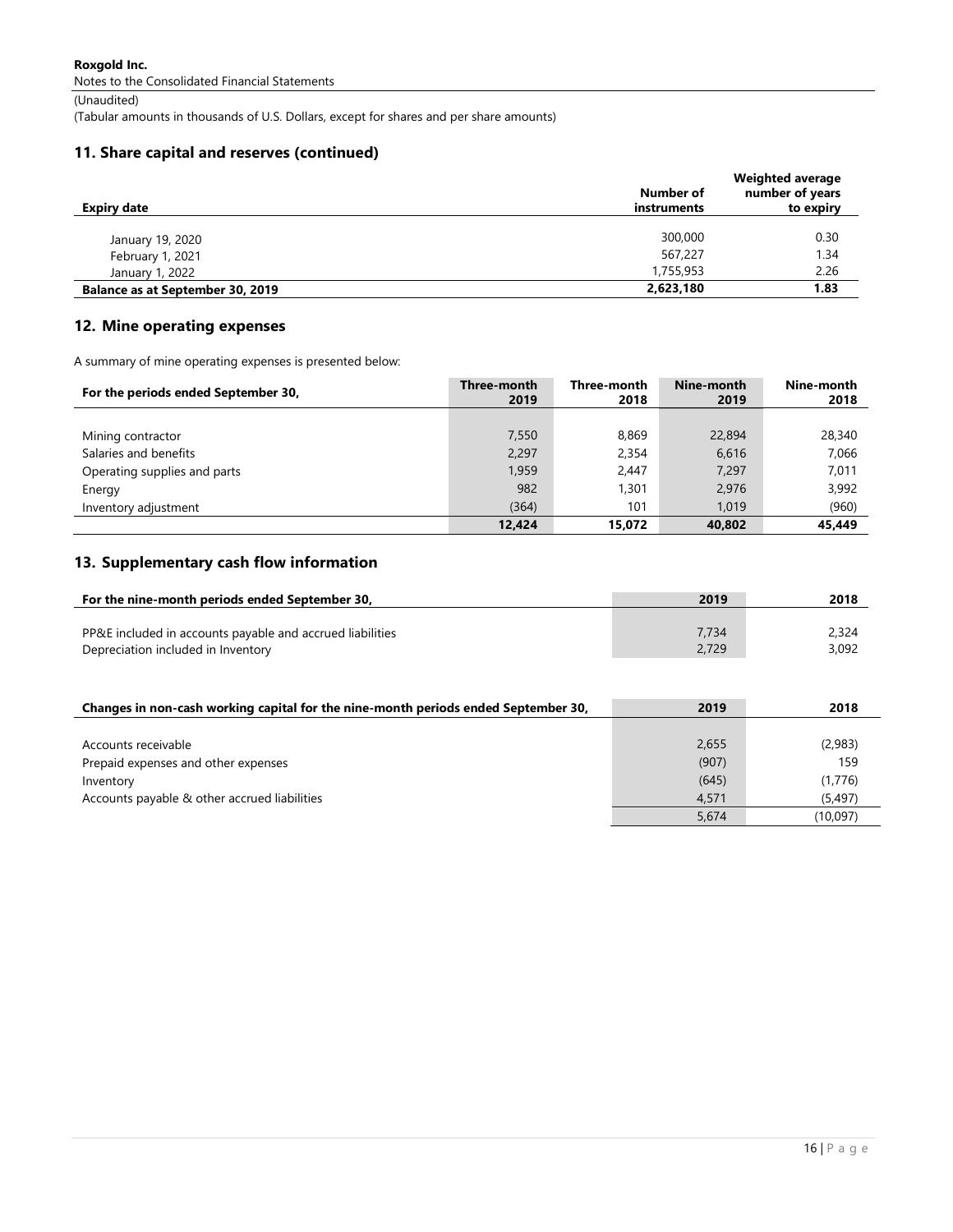## 11. Share capital and reserves (continued)

| Expiry date | Number of instruments | Weighted average number of years to expiry |
|---|---|---|
| January 19, 2020 | 300,000 | 0.30 |
| February 1, 2021 | 567,227 | 1.34 |
| January 1, 2022 | 1,755,953 | 2.26 |
| **Balance as at September 30, 2019** | **2,623,180** | **1.83** |

## 12. Mine operating expenses

A summary of mine operating expenses is presented below:

| For the periods ended September 30, | Three-month 2019 | Three-month 2018 | Nine-month 2019 | Nine-month 2018 |
|---|---|---|---|---|
| Mining contractor | 7,550 | 8,869 | 22,894 | 28,340 |
| Salaries and benefits | 2,297 | 2,354 | 6,616 | 7,066 |
| Operating supplies and parts | 1,959 | 2,447 | 7,297 | 7,011 |
| Energy | 982 | 1,301 | 2,976 | 3,992 |
| Inventory adjustment | (364) | 101 | 1,019 | (960) |
| | **12,424** | **15,072** | **40,802** | **45,449** |

## 13. Supplementary cash flow information

| For the nine-month periods ended September 30, | 2019 | 2018 |
|---|---|---|
| PP&E included in accounts payable and accrued liabilities | 7,734 | 2,324 |
| Depreciation included in Inventory | 2,729 | 3,092 |

| Changes in non-cash working capital for the nine-month periods ended September 30, | 2019 | 2018 |
|---|---|---|
| Accounts receivable | 2,655 | (2,983) |
| Prepaid expenses and other expenses | (907) | 159 |
| Inventory | (645) | (1,776) |
| Accounts payable & other accrued liabilities | 4,571 | (5,497) |
| | 5,674 | (10,097) |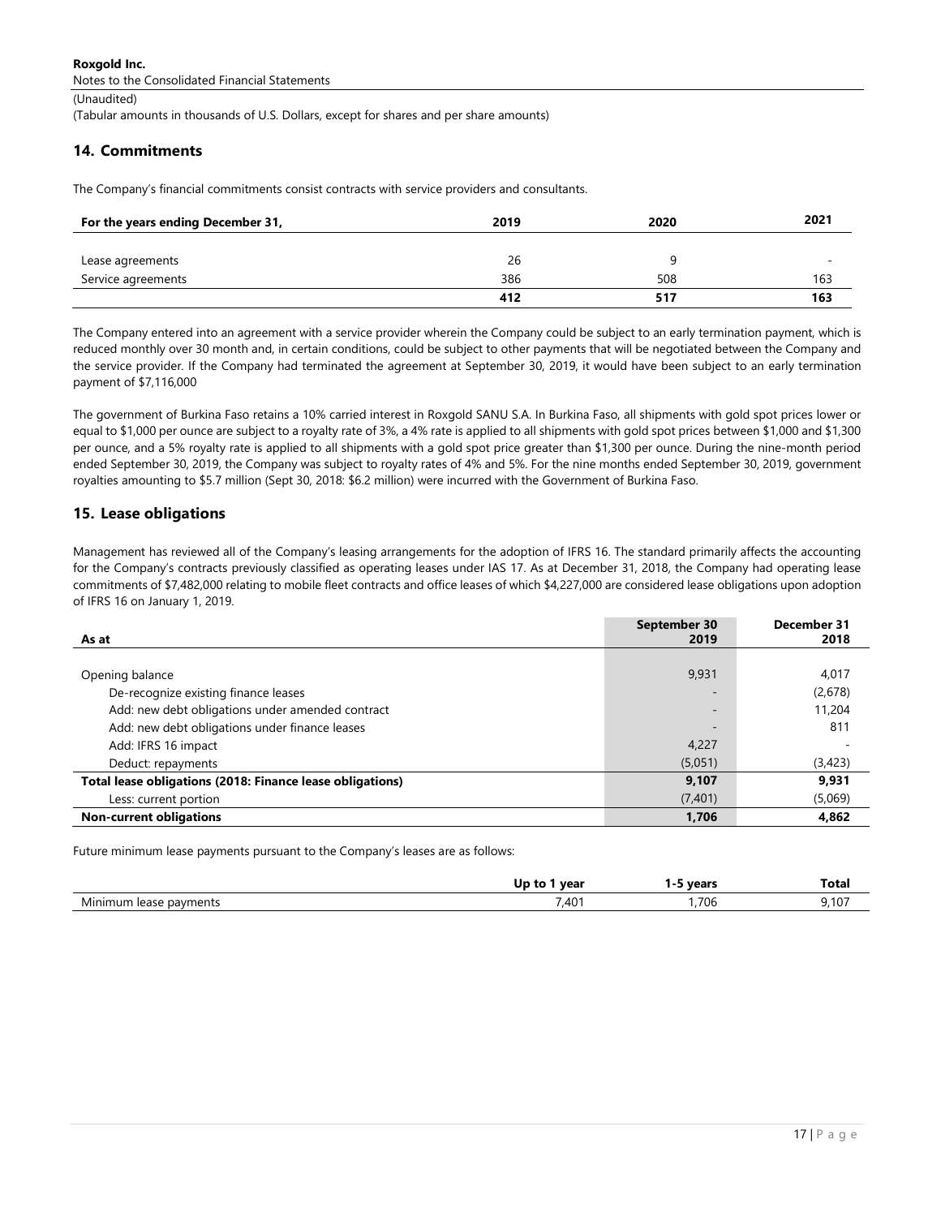## 14. Commitments

The Company's financial commitments consist contracts with service providers and consultants.

| For the years ending December 31, | 2019 | 2020 | 2021 |
|---|---|---|---|
| Lease agreements | 26 | 9 | - |
| Service agreements | 386 | 508 | 163 |
| | **412** | **517** | **163** |

The Company entered into an agreement with a service provider wherein the Company could be subject to an early termination payment, which is reduced monthly over 30 month and, in certain conditions, could be subject to other payments that will be negotiated between the Company and the service provider. If the Company had terminated the agreement at September 30, 2019, it would have been subject to an early termination payment of $7,116,000

The government of Burkina Faso retains a 10% carried interest in Roxgold SANU S.A. In Burkina Faso, all shipments with gold spot prices lower or equal to $1,000 per ounce are subject to a royalty rate of 3%, a 4% rate is applied to all shipments with gold spot prices between $1,000 and $1,300 per ounce, and a 5% royalty rate is applied to all shipments with a gold spot price greater than $1,300 per ounce. During the nine-month period ended September 30, 2019, the Company was subject to royalty rates of 4% and 5%. For the nine months ended September 30, 2019, government royalties amounting to $5.7 million (Sept 30, 2018: $6.2 million) were incurred with the Government of Burkina Faso.

## 15. Lease obligations

Management has reviewed all of the Company's leasing arrangements for the adoption of IFRS 16. The standard primarily affects the accounting for the Company's contracts previously classified as operating leases under IAS 17. As at December 31, 2018, the Company had operating lease commitments of $7,482,000 relating to mobile fleet contracts and office leases of which $4,227,000 are considered lease obligations upon adoption of IFRS 16 on January 1, 2019.

| As at | September 30 2019 | December 31 2018 |
|---|---|---|
| Opening balance | 9,931 | 4,017 |
| De-recognize existing finance leases | - | (2,678) |
| Add: new debt obligations under amended contract | - | 11,204 |
| Add: new debt obligations under finance leases | - | 811 |
| Add: IFRS 16 impact | 4,227 | - |
| Deduct: repayments | (5,051) | (3,423) |
| **Total lease obligations (2018: Finance lease obligations)** | **9,107** | **9,931** |
| Less: current portion | (7,401) | (5,069) |
| **Non-current obligations** | **1,706** | **4,862** |

Future minimum lease payments pursuant to the Company's leases are as follows:

| | Up to 1 year | 1-5 years | Total |
|---|---|---|---|
| Minimum lease payments | 7,401 | 1,706 | 9,107 |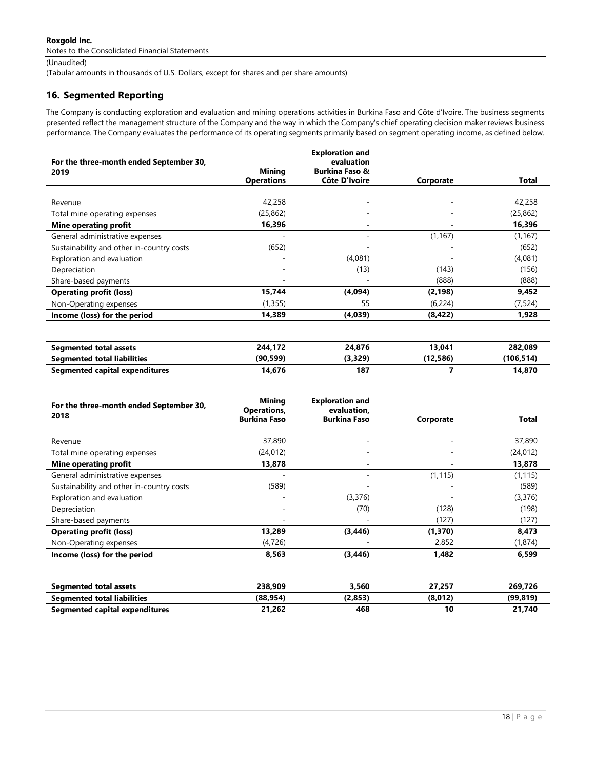Roxgold Inc.
Notes to the Consolidated Financial Statements
(Unaudited)
(Tabular amounts in thousands of U.S. Dollars, except for shares and per share amounts)

## 16. Segmented Reporting

The Company is conducting exploration and evaluation and mining operations activities in Burkina Faso and Côte d'Ivoire. The business segments presented reflect the management structure of the Company and the way in which the Company's chief operating decision maker reviews business performance. The Company evaluates the performance of its operating segments primarily based on segment operating income, as defined below.

| For the three-month ended September 30, 2019 | Mining Operations | Exploration and evaluation Burkina Faso & Côte D'Ivoire | Corporate | Total |
|---|---|---|---|---|
| Revenue | 42,258 | - | - | 42,258 |
| Total mine operating expenses | (25,862) | - | - | (25,862) |
| **Mine operating profit** | **16,396** | **-** | **-** | **16,396** |
| General administrative expenses | - | - | (1,167) | (1,167) |
| Sustainability and other in-country costs | (652) | - | - | (652) |
| Exploration and evaluation | - | (4,081) | - | (4,081) |
| Depreciation | - | (13) | (143) | (156) |
| Share-based payments | - | - | (888) | (888) |
| **Operating profit (loss)** | **15,744** | **(4,094)** | **(2,198)** | **9,452** |
| Non-Operating expenses | (1,355) | 55 | (6,224) | (7,524) |
| **Income (loss) for the period** | **14,389** | **(4,039)** | **(8,422)** | **1,928** |
| | | | | |
| **Segmented total assets** | **244,172** | **24,876** | **13,041** | **282,089** |
| **Segmented total liabilities** | **(90,599)** | **(3,329)** | **(12,586)** | **(106,514)** |
| **Segmented capital expenditures** | **14,676** | **187** | **7** | **14,870** |

| For the three-month ended September 30, 2018 | Mining Operations, Burkina Faso | Exploration and evaluation, Burkina Faso | Corporate | Total |
|---|---|---|---|---|
| Revenue | 37,890 | - | - | 37,890 |
| Total mine operating expenses | (24,012) | - | - | (24,012) |
| **Mine operating profit** | **13,878** | **-** | **-** | **13,878** |
| General administrative expenses | - | - | (1,115) | (1,115) |
| Sustainability and other in-country costs | (589) | - | - | (589) |
| Exploration and evaluation | - | (3,376) | - | (3,376) |
| Depreciation | - | (70) | (128) | (198) |
| Share-based payments | - | - | (127) | (127) |
| **Operating profit (loss)** | **13,289** | **(3,446)** | **(1,370)** | **8,473** |
| Non-Operating expenses | (4,726) | - | 2,852 | (1,874) |
| **Income (loss) for the period** | **8,563** | **(3,446)** | **1,482** | **6,599** |
| | | | | |
| **Segmented total assets** | **238,909** | **3,560** | **27,257** | **269,726** |
| **Segmented total liabilities** | **(88,954)** | **(2,853)** | **(8,012)** | **(99,819)** |
| **Segmented capital expenditures** | **21,262** | **468** | **10** | **21,740** |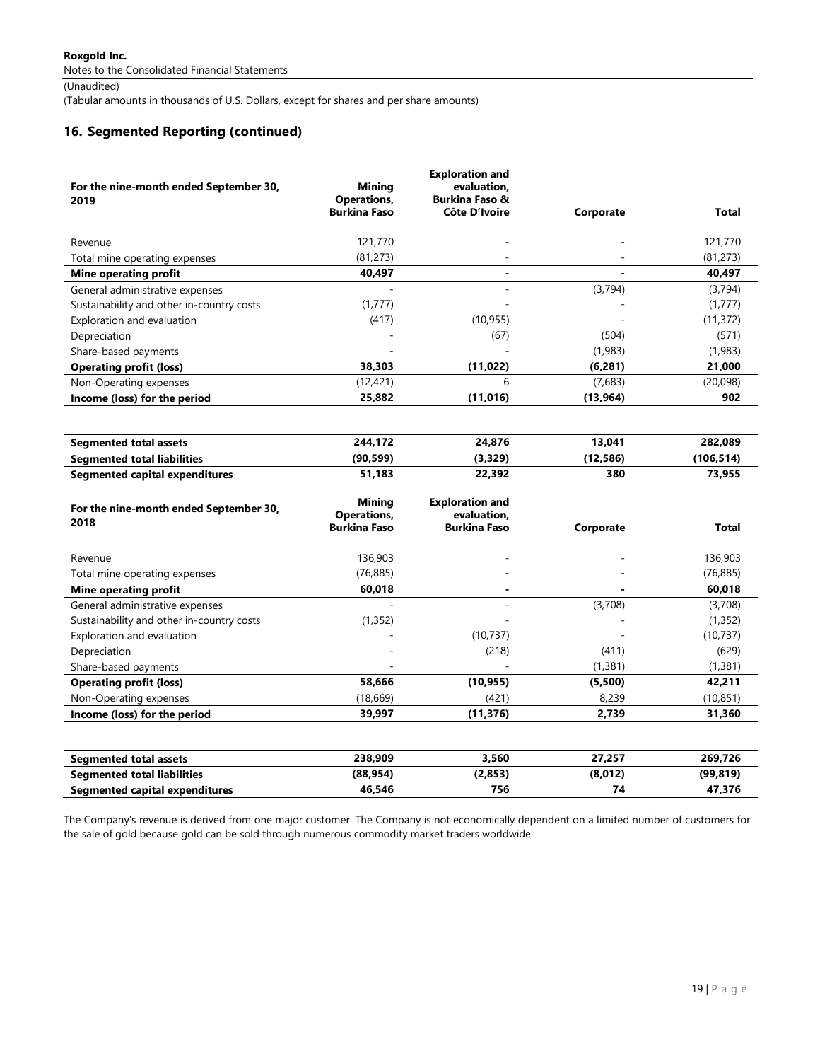**Roxgold Inc.**
Notes to the Consolidated Financial Statements
(Unaudited)
(Tabular amounts in thousands of U.S. Dollars, except for shares and per share amounts)

## 16. Segmented Reporting (continued)

| For the nine-month ended September 30, 2019 | Mining Operations, Burkina Faso | Exploration and evaluation, Burkina Faso & Côte D'Ivoire | Corporate | Total |
|---|---|---|---|---|
| Revenue | 121,770 | - | - | 121,770 |
| Total mine operating expenses | (81,273) | - | - | (81,273) |
| **Mine operating profit** | **40,497** | **-** | **-** | **40,497** |
| General administrative expenses | - | - | (3,794) | (3,794) |
| Sustainability and other in-country costs | (1,777) | - | - | (1,777) |
| Exploration and evaluation | (417) | (10,955) | - | (11,372) |
| Depreciation | - | (67) | (504) | (571) |
| Share-based payments | - | - | (1,983) | (1,983) |
| **Operating profit (loss)** | **38,303** | **(11,022)** | **(6,281)** | **21,000** |
| Non-Operating expenses | (12,421) | 6 | (7,683) | (20,098) |
| **Income (loss) for the period** | **25,882** | **(11,016)** | **(13,964)** | **902** |

| | | | | |
|---|---|---|---|---|
| **Segmented total assets** | **244,172** | **24,876** | **13,041** | **282,089** |
| **Segmented total liabilities** | **(90,599)** | **(3,329)** | **(12,586)** | **(106,514)** |
| **Segmented capital expenditures** | **51,183** | **22,392** | **380** | **73,955** |

| For the nine-month ended September 30, 2018 | Mining Operations, Burkina Faso | Exploration and evaluation, Burkina Faso | Corporate | Total |
|---|---|---|---|---|
| Revenue | 136,903 | - | - | 136,903 |
| Total mine operating expenses | (76,885) | - | - | (76,885) |
| **Mine operating profit** | **60,018** | **-** | **-** | **60,018** |
| General administrative expenses | - | - | (3,708) | (3,708) |
| Sustainability and other in-country costs | (1,352) | - | - | (1,352) |
| Exploration and evaluation | - | (10,737) | - | (10,737) |
| Depreciation | - | (218) | (411) | (629) |
| Share-based payments | - | - | (1,381) | (1,381) |
| **Operating profit (loss)** | **58,666** | **(10,955)** | **(5,500)** | **42,211** |
| Non-Operating expenses | (18,669) | (421) | 8,239 | (10,851) |
| **Income (loss) for the period** | **39,997** | **(11,376)** | **2,739** | **31,360** |

| | | | | |
|---|---|---|---|---|
| **Segmented total assets** | **238,909** | **3,560** | **27,257** | **269,726** |
| **Segmented total liabilities** | **(88,954)** | **(2,853)** | **(8,012)** | **(99,819)** |
| **Segmented capital expenditures** | **46,546** | **756** | **74** | **47,376** |

The Company's revenue is derived from one major customer. The Company is not economically dependent on a limited number of customers for the sale of gold because gold can be sold through numerous commodity market traders worldwide.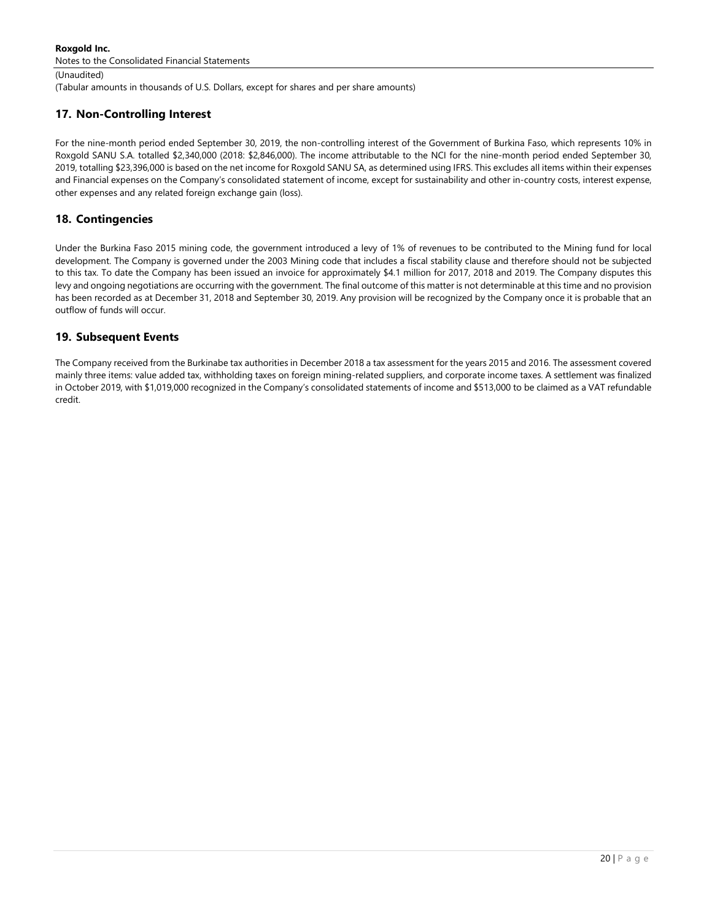## 17. Non-Controlling Interest

For the nine-month period ended September 30, 2019, the non-controlling interest of the Government of Burkina Faso, which represents 10% in Roxgold SANU S.A. totalled $2,340,000 (2018: $2,846,000). The income attributable to the NCI for the nine-month period ended September 30, 2019, totalling $23,396,000 is based on the net income for Roxgold SANU SA, as determined using IFRS. This excludes all items within their expenses and Financial expenses on the Company's consolidated statement of income, except for sustainability and other in-country costs, interest expense, other expenses and any related foreign exchange gain (loss).

## 18. Contingencies

Under the Burkina Faso 2015 mining code, the government introduced a levy of 1% of revenues to be contributed to the Mining fund for local development. The Company is governed under the 2003 Mining code that includes a fiscal stability clause and therefore should not be subjected to this tax. To date the Company has been issued an invoice for approximately $4.1 million for 2017, 2018 and 2019. The Company disputes this levy and ongoing negotiations are occurring with the government. The final outcome of this matter is not determinable at this time and no provision has been recorded as at December 31, 2018 and September 30, 2019. Any provision will be recognized by the Company once it is probable that an outflow of funds will occur.

## 19. Subsequent Events

The Company received from the Burkinabe tax authorities in December 2018 a tax assessment for the years 2015 and 2016. The assessment covered mainly three items: value added tax, withholding taxes on foreign mining-related suppliers, and corporate income taxes. A settlement was finalized in October 2019, with $1,019,000 recognized in the Company's consolidated statements of income and $513,000 to be claimed as a VAT refundable credit.